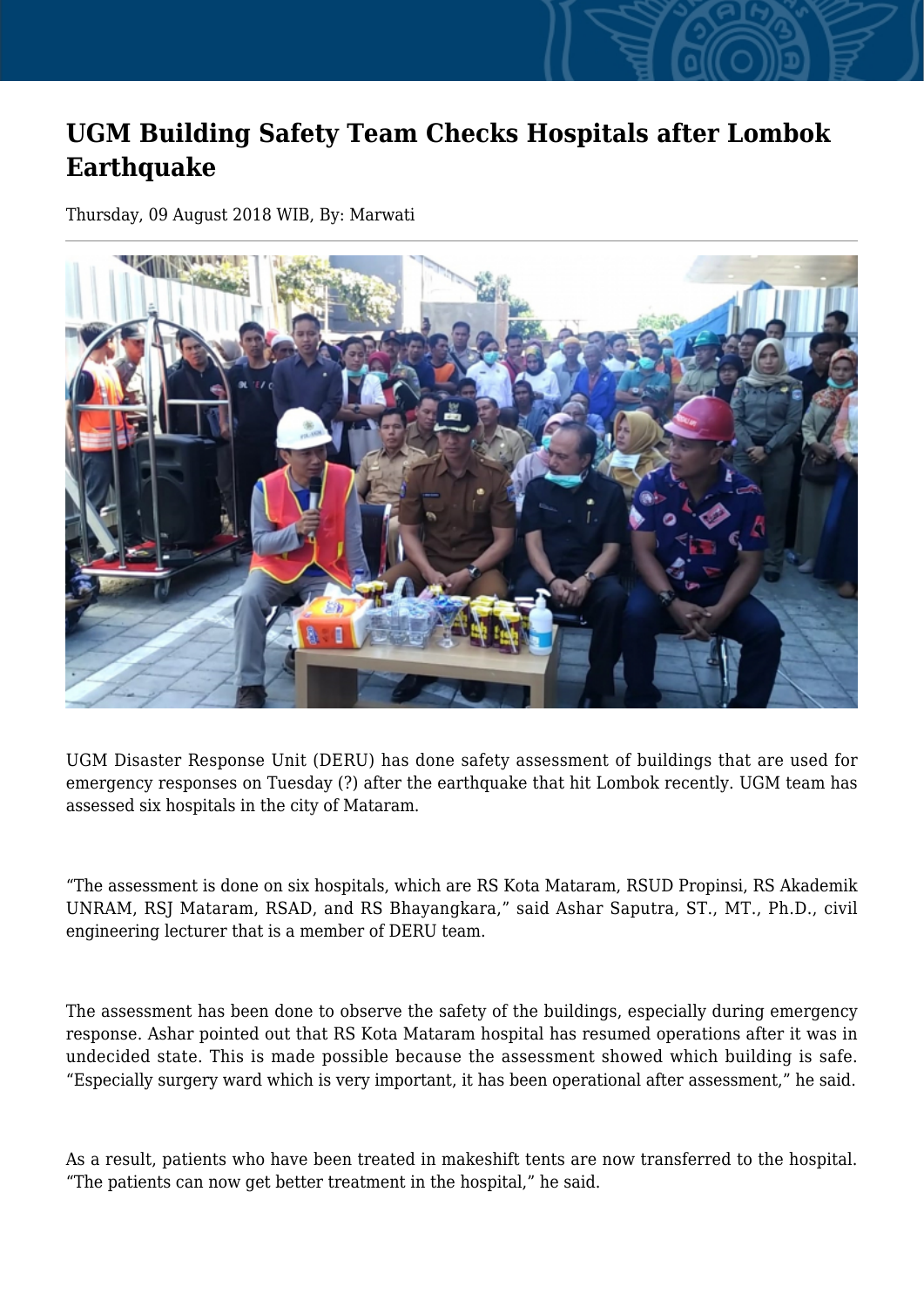# UGM Building Safety Team Checks Hospitals after Lombok Earthquake

Thursday, 09 August 2018 WIB, By: Marwati

UGM Disaster Response Unit (DERU) has done safety assessment of buildings that are used for emergency responses on Tuesday (?) after the earthquake that hit Lombok recently. UGM team has assessed six hospitals in the city of Mataram.

“The assessment is done on six hospitals, which are RS Kota Mataram, RSUD Propinsi, RS Akademik UNRAM, RSJ Mataram, RSAD, and RS Bhayangkara,” said Ashar Saputra, ST., MT., Ph.D., civil engineering lecturer that is a member of DERU team.

The assessment has been done to observe the safety of the buildings, especially during emergency response. Ashar pointed out that RS Kota Mataram hospital has resumed operations after it was in undecided state. This is made possible because the assessment showed which building is safe. “Especially surgery ward which is very important, it has been operational after assessment,” he said.

As a result, patients who have been treated in makeshift tents are now transferred to the hospital. “The patients can now get better treatment in the hospital,” he said.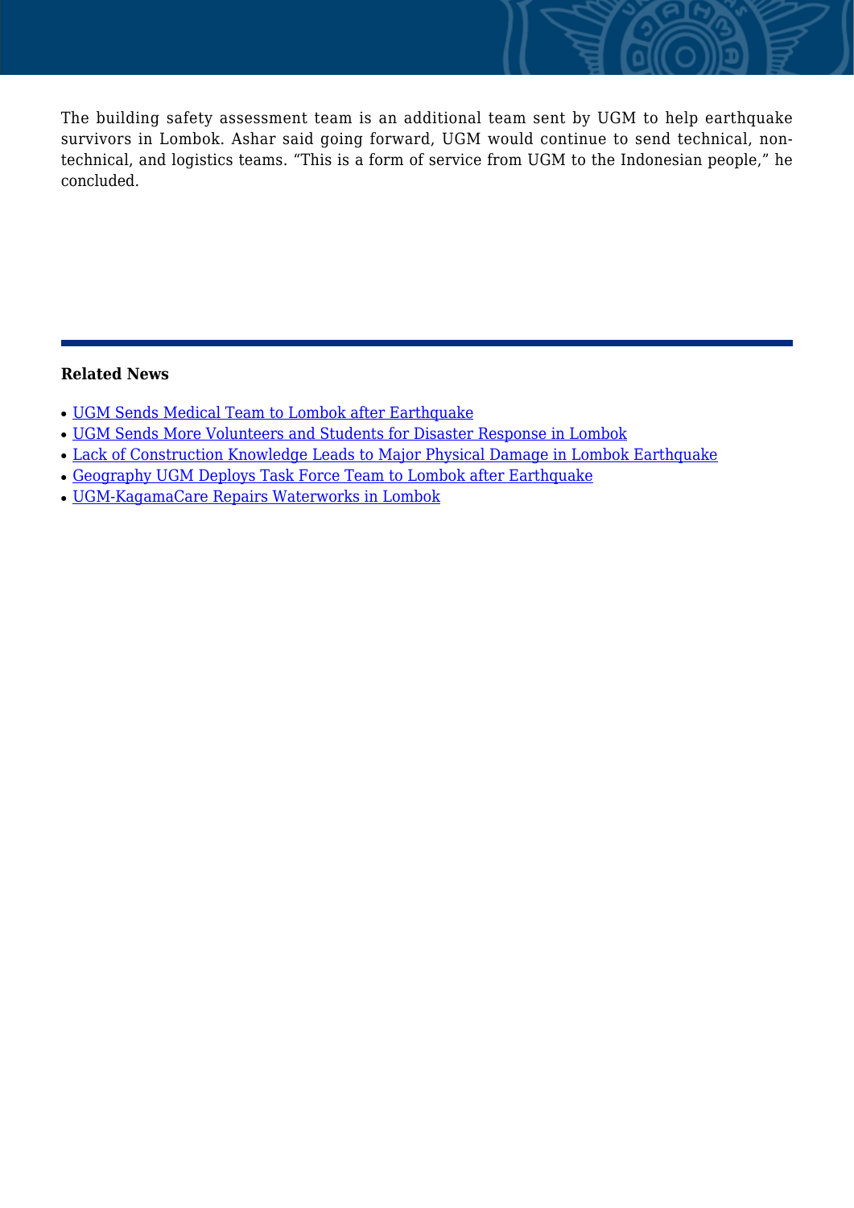The building safety assessment team is an additional team sent by UGM to help earthquake survivors in Lombok. Ashar said going forward, UGM would continue to send technical, non-technical, and logistics teams. “This is a form of service from UGM to the Indonesian people,” he concluded.

---

**Related News**

- UGM Sends Medical Team to Lombok after Earthquake
- UGM Sends More Volunteers and Students for Disaster Response in Lombok
- Lack of Construction Knowledge Leads to Major Physical Damage in Lombok Earthquake
- Geography UGM Deploys Task Force Team to Lombok after Earthquake
- UGM-KagamaCare Repairs Waterworks in Lombok